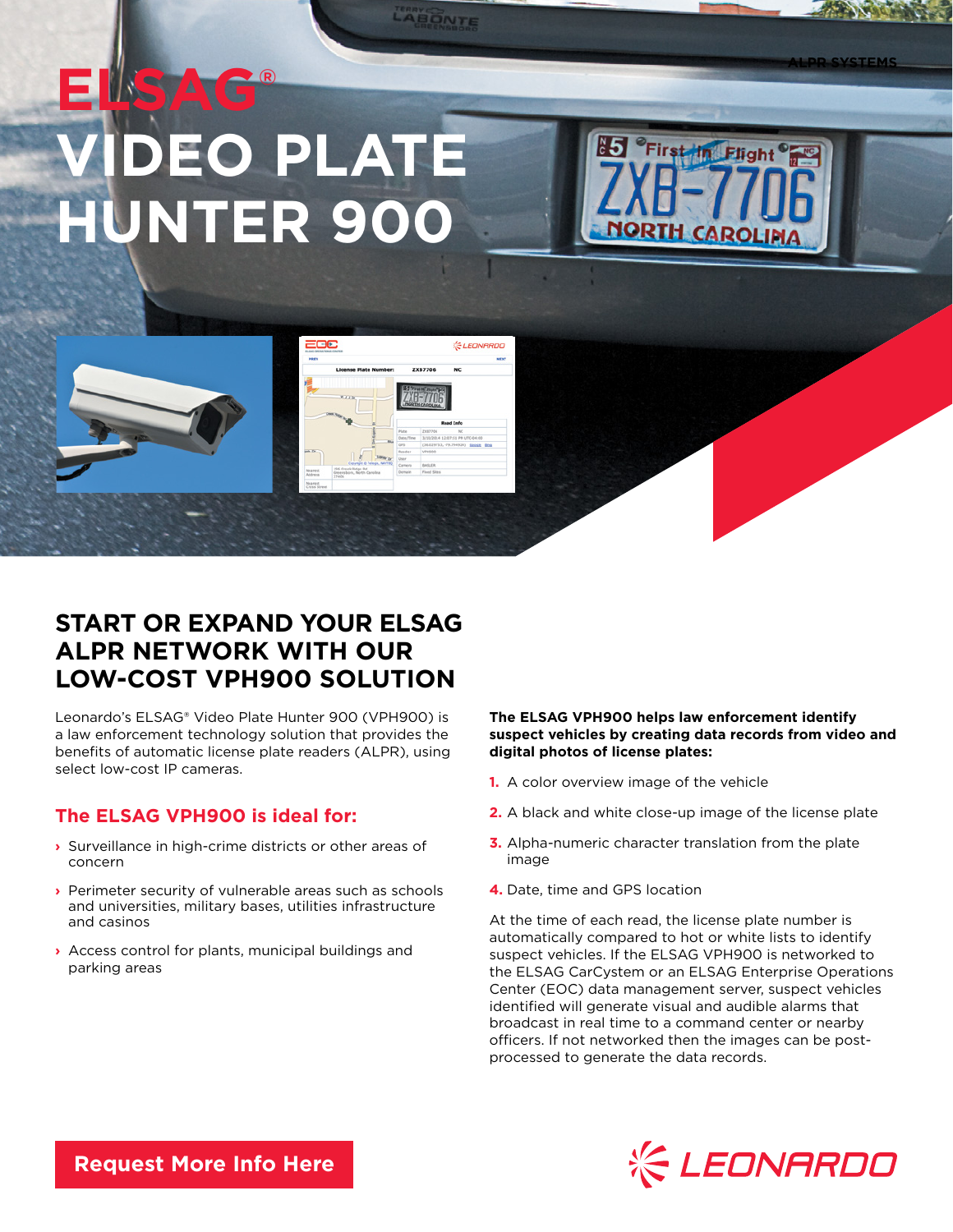ALPR SYSTEMS

# ELSAG® VIDEO PLATE HUNTER 900

## START OR EXPAND YOUR ELSAG ALPR NETWORK WITH OUR LOW-COST VPH900 SOLUTION

Leonardo's ELSAG® Video Plate Hunter 900 (VPH900) is a law enforcement technology solution that provides the benefits of automatic license plate readers (ALPR), using select low-cost IP cameras.

### The ELSAG VPH900 is ideal for:

- Surveillance in high-crime districts or other areas of concern
- Perimeter security of vulnerable areas such as schools and universities, military bases, utilities infrastructure and casinos
- Access control for plants, municipal buildings and parking areas

**The ELSAG VPH900 helps law enforcement identify suspect vehicles by creating data records from video and digital photos of license plates:**

1. A color overview image of the vehicle
2. A black and white close-up image of the license plate
3. Alpha-numeric character translation from the plate image
4. Date, time and GPS location

At the time of each read, the license plate number is automatically compared to hot or white lists to identify suspect vehicles. If the ELSAG VPH900 is networked to the ELSAG CarCystem or an ELSAG Enterprise Operations Center (EOC) data management server, suspect vehicles identified will generate visual and audible alarms that broadcast in real time to a command center or nearby officers. If not networked then the images can be post-processed to generate the data records.

Request More Info Here

LEONARDO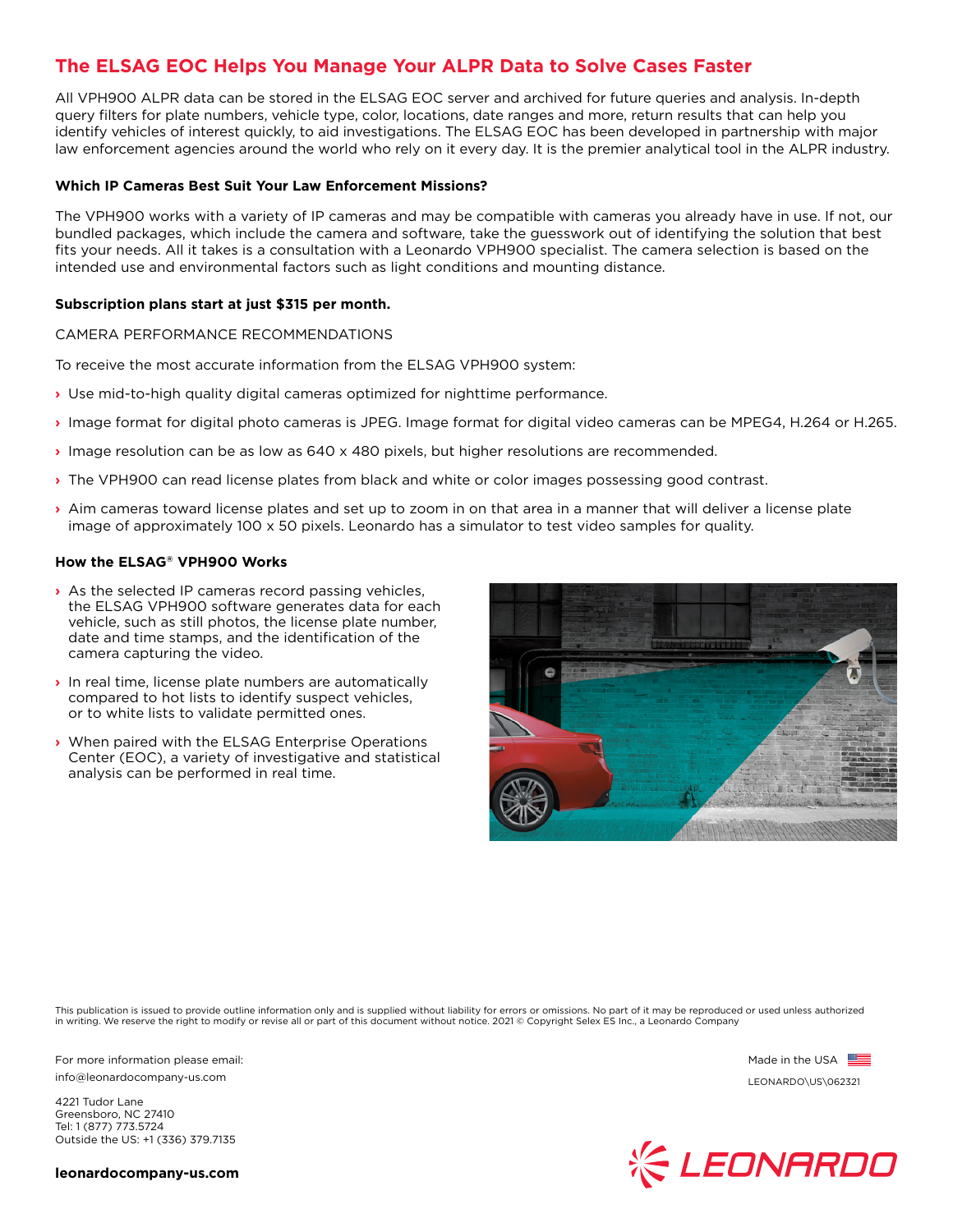## The ELSAG EOC Helps You Manage Your ALPR Data to Solve Cases Faster

All VPH900 ALPR data can be stored in the ELSAG EOC server and archived for future queries and analysis. In-depth query filters for plate numbers, vehicle type, color, locations, date ranges and more, return results that can help you identify vehicles of interest quickly, to aid investigations. The ELSAG EOC has been developed in partnership with major law enforcement agencies around the world who rely on it every day. It is the premier analytical tool in the ALPR industry.

### Which IP Cameras Best Suit Your Law Enforcement Missions?

The VPH900 works with a variety of IP cameras and may be compatible with cameras you already have in use. If not, our bundled packages, which include the camera and software, take the guesswork out of identifying the solution that best fits your needs. All it takes is a consultation with a Leonardo VPH900 specialist. The camera selection is based on the intended use and environmental factors such as light conditions and mounting distance.

**Subscription plans start at just $315 per month.**

CAMERA PERFORMANCE RECOMMENDATIONS

To receive the most accurate information from the ELSAG VPH900 system:

- Use mid-to-high quality digital cameras optimized for nighttime performance.
- Image format for digital photo cameras is JPEG. Image format for digital video cameras can be MPEG4, H.264 or H.265.
- Image resolution can be as low as 640 x 480 pixels, but higher resolutions are recommended.
- The VPH900 can read license plates from black and white or color images possessing good contrast.
- Aim cameras toward license plates and set up to zoom in on that area in a manner that will deliver a license plate image of approximately 100 x 50 pixels. Leonardo has a simulator to test video samples for quality.

### How the ELSAG® VPH900 Works

- As the selected IP cameras record passing vehicles, the ELSAG VPH900 software generates data for each vehicle, such as still photos, the license plate number, date and time stamps, and the identification of the camera capturing the video.
- In real time, license plate numbers are automatically compared to hot lists to identify suspect vehicles, or to white lists to validate permitted ones.
- When paired with the ELSAG Enterprise Operations Center (EOC), a variety of investigative and statistical analysis can be performed in real time.

This publication is issued to provide outline information only and is supplied without liability for errors or omissions. No part of it may be reproduced or used unless authorized in writing. We reserve the right to modify or revise all or part of this document without notice. 2021 © Copyright Selex ES Inc., a Leonardo Company

For more information please email:
info@leonardocompany-us.com

4221 Tudor Lane
Greensboro, NC 27410
Tel: 1 (877) 773.5724
Outside the US: +1 (336) 379.7135

**leonardocompany-us.com**

Made in the USA

LEONARDO\US\062321

LEONARDO